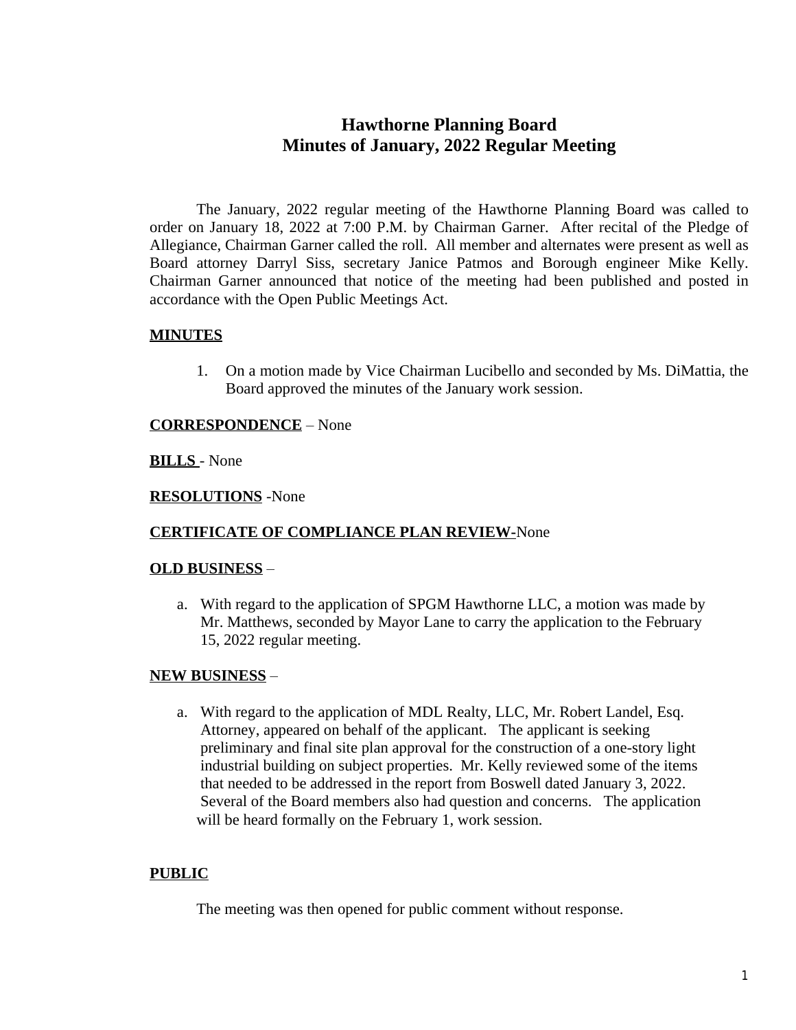# Hawthorne Planning Board
## Minutes of January, 2022 Regular Meeting

The January, 2022 regular meeting of the Hawthorne Planning Board was called to order on January 18, 2022 at 7:00 P.M. by Chairman Garner. After recital of the Pledge of Allegiance, Chairman Garner called the roll. All member and alternates were present as well as Board attorney Darryl Siss, secretary Janice Patmos and Borough engineer Mike Kelly. Chairman Garner announced that notice of the meeting had been published and posted in accordance with the Open Public Meetings Act.

**MINUTES**

1. On a motion made by Vice Chairman Lucibello and seconded by Ms. DiMattia, the Board approved the minutes of the January work session.

**CORRESPONDENCE** – None

**BILLS** - None

**RESOLUTIONS** -None

**CERTIFICATE OF COMPLIANCE PLAN REVIEW**-None

**OLD BUSINESS** –

a. With regard to the application of SPGM Hawthorne LLC, a motion was made by Mr. Matthews, seconded by Mayor Lane to carry the application to the February 15, 2022 regular meeting.

**NEW BUSINESS** –

a. With regard to the application of MDL Realty, LLC, Mr. Robert Landel, Esq. Attorney, appeared on behalf of the applicant. The applicant is seeking preliminary and final site plan approval for the construction of a one-story light industrial building on subject properties. Mr. Kelly reviewed some of the items that needed to be addressed in the report from Boswell dated January 3, 2022. Several of the Board members also had question and concerns. The application will be heard formally on the February 1, work session.

**PUBLIC**

The meeting was then opened for public comment without response.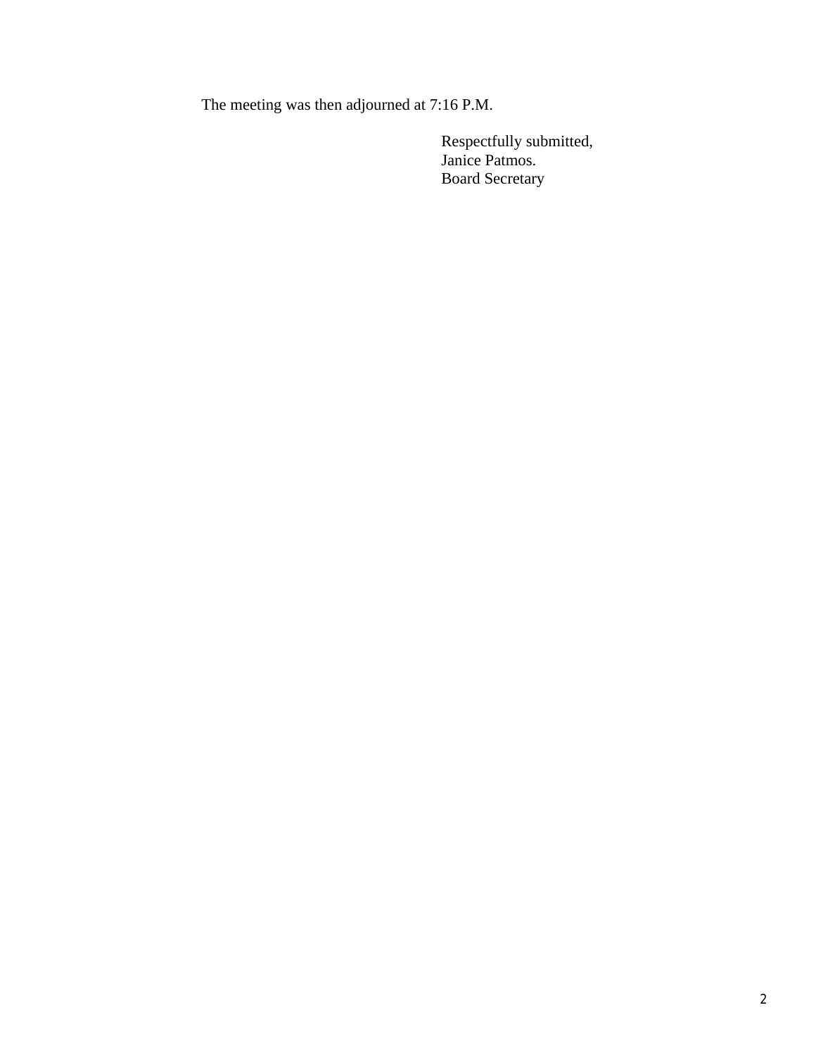The meeting was then adjourned at 7:16 P.M.

Respectfully submitted,  
Janice Patmos.  
Board Secretary